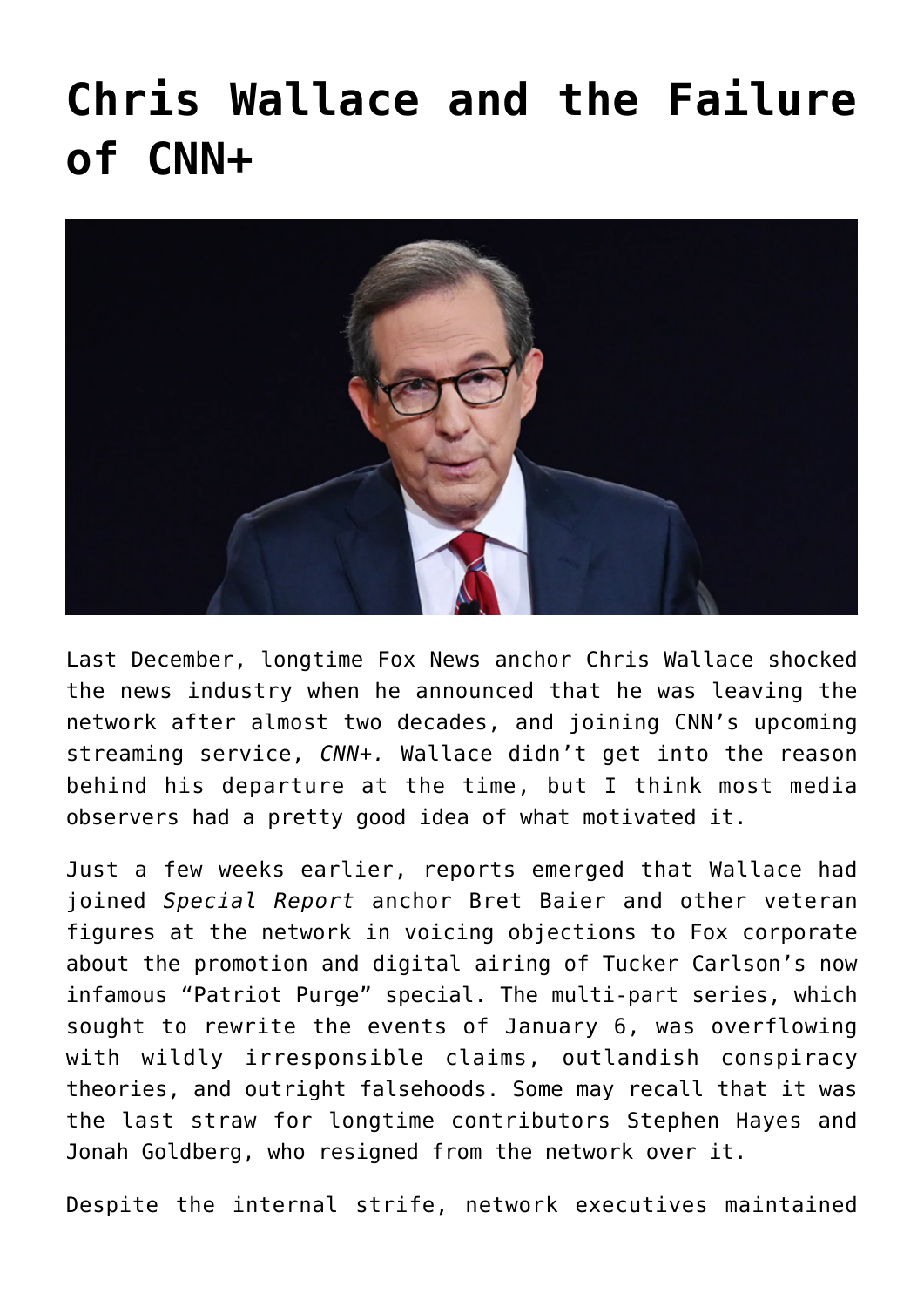# Chris Wallace and the Failure of CNN+

Last December, longtime Fox News anchor Chris Wallace shocked the news industry when he announced that he was leaving the network after almost two decades, and joining CNN's upcoming streaming service, *CNN+.* Wallace didn't get into the reason behind his departure at the time, but I think most media observers had a pretty good idea of what motivated it.

Just a few weeks earlier, reports emerged that Wallace had joined *Special Report* anchor Bret Baier and other veteran figures at the network in voicing objections to Fox corporate about the promotion and digital airing of Tucker Carlson's now infamous "Patriot Purge" special. The multi-part series, which sought to rewrite the events of January 6, was overflowing with wildly irresponsible claims, outlandish conspiracy theories, and outright falsehoods. Some may recall that it was the last straw for longtime contributors Stephen Hayes and Jonah Goldberg, who resigned from the network over it.

Despite the internal strife, network executives maintained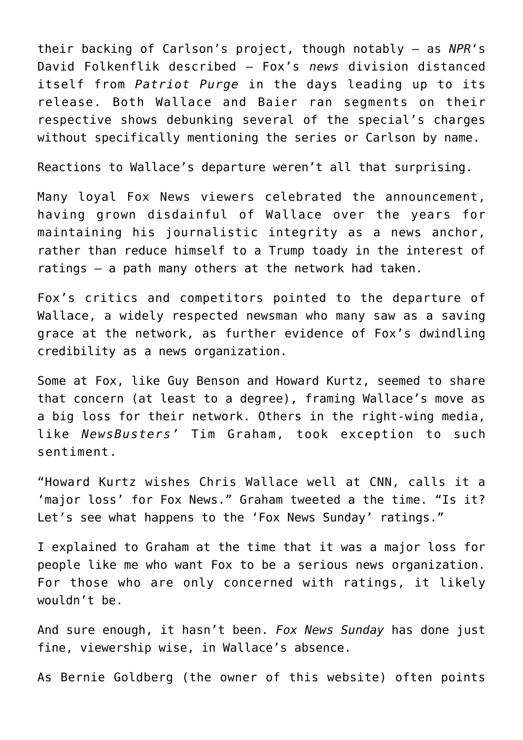their backing of Carlson's project, though notably – as *NPR*'s David Folkenflik described – Fox's *news* division distanced itself from *Patriot Purge* in the days leading up to its release. Both Wallace and Baier ran segments on their respective shows debunking several of the special's charges without specifically mentioning the series or Carlson by name.

Reactions to Wallace's departure weren't all that surprising.

Many loyal Fox News viewers celebrated the announcement, having grown disdainful of Wallace over the years for maintaining his journalistic integrity as a news anchor, rather than reduce himself to a Trump toady in the interest of ratings – a path many others at the network had taken.

Fox's critics and competitors pointed to the departure of Wallace, a widely respected newsman who many saw as a saving grace at the network, as further evidence of Fox's dwindling credibility as a news organization.

Some at Fox, like Guy Benson and Howard Kurtz, seemed to share that concern (at least to a degree), framing Wallace's move as a big loss for their network. Others in the right-wing media, like *NewsBusters'* Tim Graham, took exception to such sentiment.

"Howard Kurtz wishes Chris Wallace well at CNN, calls it a 'major loss' for Fox News." Graham tweeted a the time. "Is it? Let's see what happens to the 'Fox News Sunday' ratings."

I explained to Graham at the time that it was a major loss for people like me who want Fox to be a serious news organization. For those who are only concerned with ratings, it likely wouldn't be.

And sure enough, it hasn't been. *Fox News Sunday* has done just fine, viewership wise, in Wallace's absence.

As Bernie Goldberg (the owner of this website) often points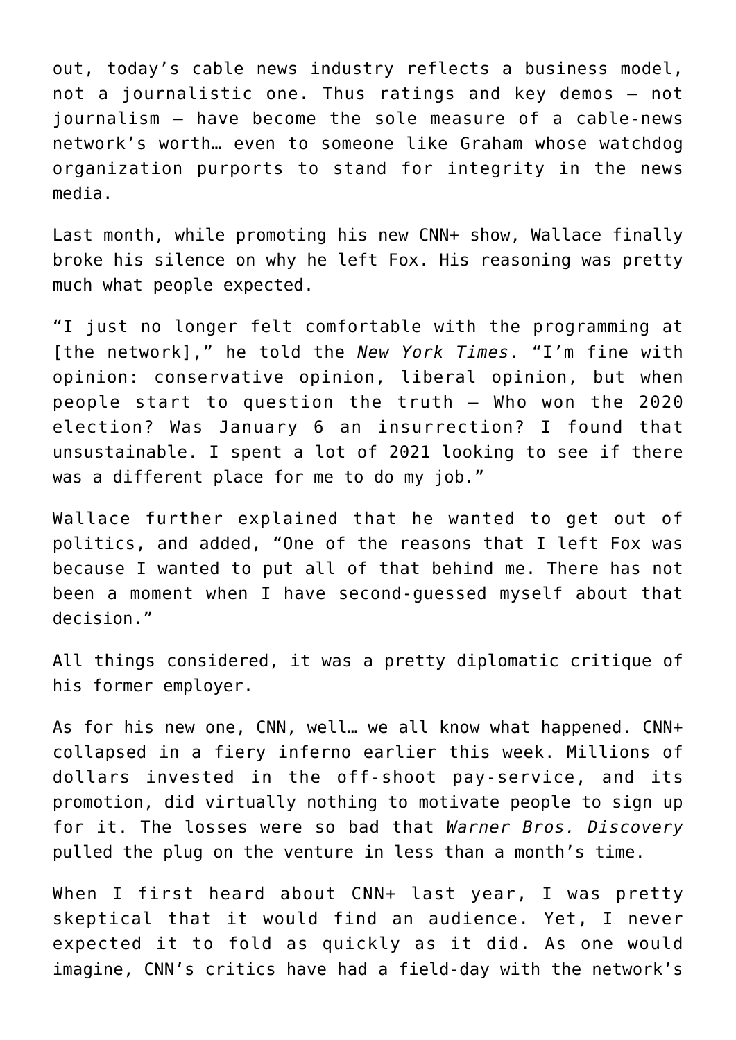out, today's cable news industry reflects a business model, not a journalistic one. Thus ratings and key demos — not journalism — have become the sole measure of a cable-news network's worth… even to someone like Graham whose watchdog organization purports to stand for integrity in the news media.

Last month, while promoting his new CNN+ show, Wallace finally broke his silence on why he left Fox. His reasoning was pretty much what people expected.

"I just no longer felt comfortable with the programming at [the network]," he told the *New York Times*. "I'm fine with opinion: conservative opinion, liberal opinion, but when people start to question the truth — Who won the 2020 election? Was January 6 an insurrection? I found that unsustainable. I spent a lot of 2021 looking to see if there was a different place for me to do my job."

Wallace further explained that he wanted to get out of politics, and added, "One of the reasons that I left Fox was because I wanted to put all of that behind me. There has not been a moment when I have second-guessed myself about that decision."

All things considered, it was a pretty diplomatic critique of his former employer.

As for his new one, CNN, well… we all know what happened. CNN+ collapsed in a fiery inferno earlier this week. Millions of dollars invested in the off-shoot pay-service, and its promotion, did virtually nothing to motivate people to sign up for it. The losses were so bad that *Warner Bros. Discovery* pulled the plug on the venture in less than a month's time.

When I first heard about CNN+ last year, I was pretty skeptical that it would find an audience. Yet, I never expected it to fold as quickly as it did. As one would imagine, CNN's critics have had a field-day with the network's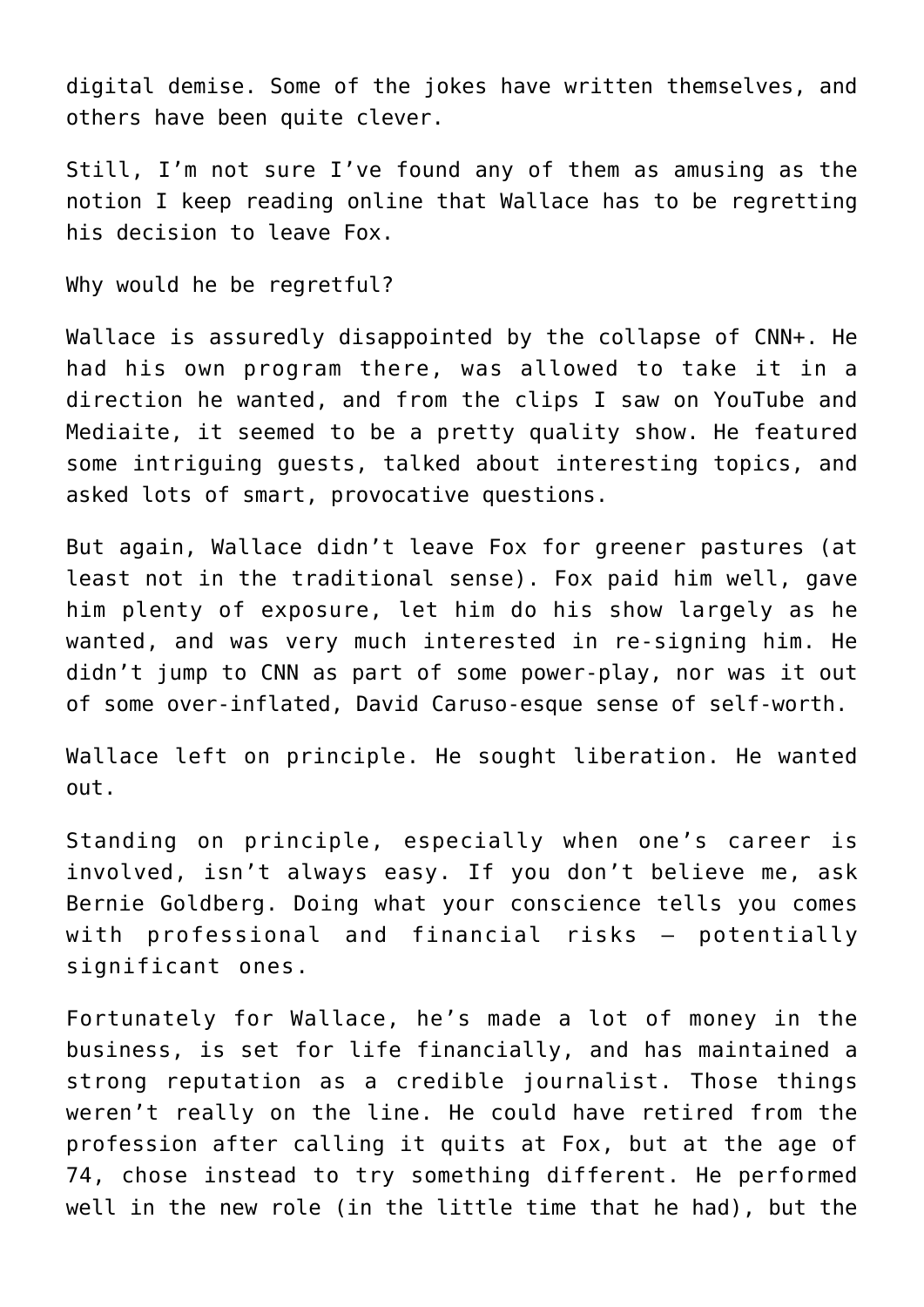digital demise. Some of the jokes have written themselves, and others have been quite clever.

Still, I'm not sure I've found any of them as amusing as the notion I keep reading online that Wallace has to be regretting his decision to leave Fox.

Why would he be regretful?

Wallace is assuredly disappointed by the collapse of CNN+. He had his own program there, was allowed to take it in a direction he wanted, and from the clips I saw on YouTube and Mediaite, it seemed to be a pretty quality show. He featured some intriguing guests, talked about interesting topics, and asked lots of smart, provocative questions.

But again, Wallace didn't leave Fox for greener pastures (at least not in the traditional sense). Fox paid him well, gave him plenty of exposure, let him do his show largely as he wanted, and was very much interested in re-signing him. He didn't jump to CNN as part of some power-play, nor was it out of some over-inflated, David Caruso-esque sense of self-worth.

Wallace left on principle. He sought liberation. He wanted out.

Standing on principle, especially when one's career is involved, isn't always easy. If you don't believe me, ask Bernie Goldberg. Doing what your conscience tells you comes with professional and financial risks – potentially significant ones.

Fortunately for Wallace, he's made a lot of money in the business, is set for life financially, and has maintained a strong reputation as a credible journalist. Those things weren't really on the line. He could have retired from the profession after calling it quits at Fox, but at the age of 74, chose instead to try something different. He performed well in the new role (in the little time that he had), but the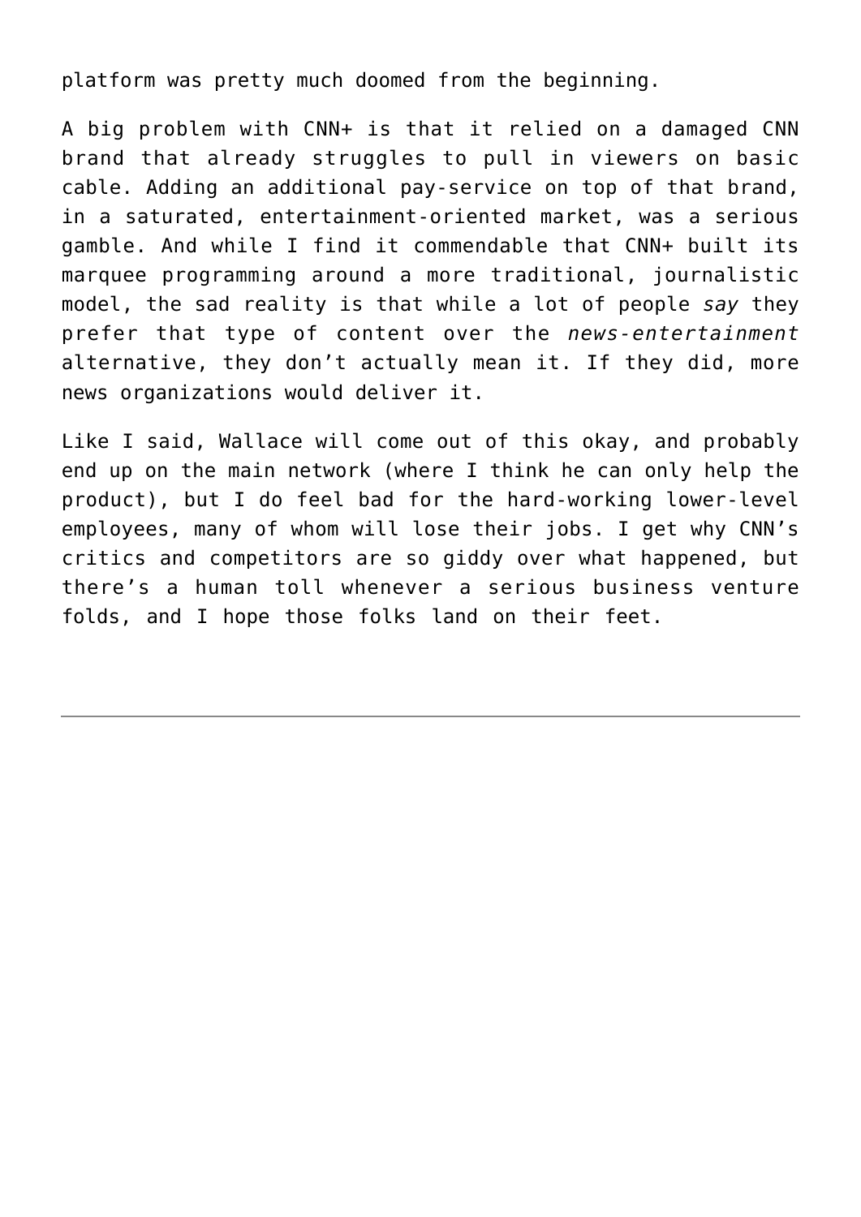platform was pretty much doomed from the beginning.

A big problem with CNN+ is that it relied on a damaged CNN brand that already struggles to pull in viewers on basic cable. Adding an additional pay-service on top of that brand, in a saturated, entertainment-oriented market, was a serious gamble. And while I find it commendable that CNN+ built its marquee programming around a more traditional, journalistic model, the sad reality is that while a lot of people *say* they prefer that type of content over the *news-entertainment* alternative, they don't actually mean it. If they did, more news organizations would deliver it.

Like I said, Wallace will come out of this okay, and probably end up on the main network (where I think he can only help the product), but I do feel bad for the hard-working lower-level employees, many of whom will lose their jobs. I get why CNN's critics and competitors are so giddy over what happened, but there's a human toll whenever a serious business venture folds, and I hope those folks land on their feet.

---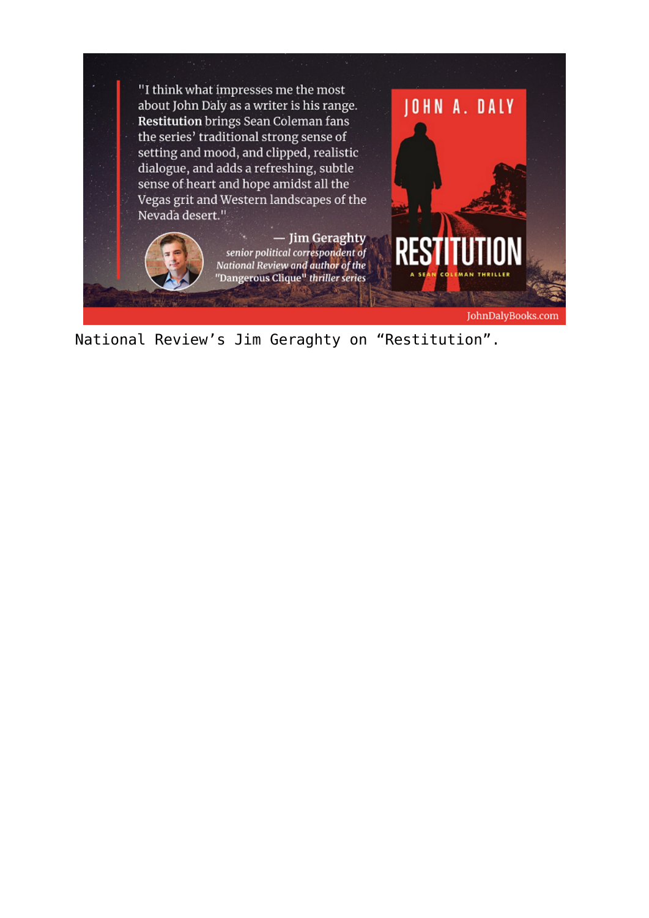"I think what impresses me the most about John Daly as a writer is his range. **Restitution** brings Sean Coleman fans the series' traditional strong sense of setting and mood, and clipped, realistic dialogue, and adds a refreshing, subtle sense of heart and hope amidst all the Vegas grit and Western landscapes of the Nevada desert."

— **Jim Geraghty**
*senior political correspondent of National Review and author of the* "Dangerous Clique" *thriller series*

JOHN A. DALY

RESTITUTION

A SEAN COLEMAN THRILLER

JohnDalyBooks.com

National Review's Jim Geraghty on "Restitution".